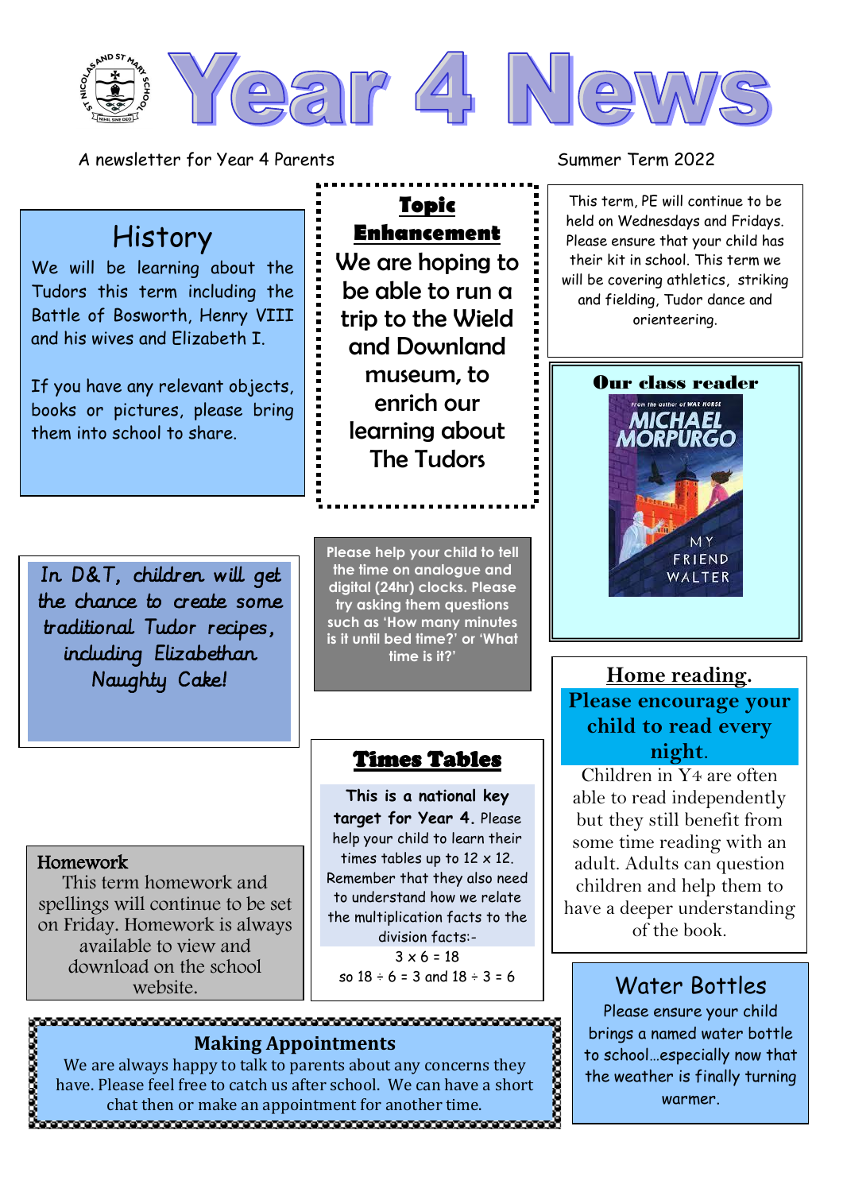# Year 4 News

A newsletter for Year 4 Parents

Summer Term 2022

## History

We will be learning about the Tudors this term including the Battle of Bosworth, Henry VIII and his wives and Elizabeth I.

If you have any relevant objects, books or pictures, please bring them into school to share.

## Topic Enhancement

We are hoping to be able to run a trip to the Wield and Download museum, to enrich our learning about The Tudors

This term, PE will continue to be held on Wednesdays and Fridays. Please ensure that your child has their kit in school. This term we will be covering athletics, striking and fielding, Tudor dance and orienteering.

## Our class reader

From the author of War Horse

Michael Morpurgo

My Friend Walter

In D&T, children will get the chance to create some traditional Tudor recipes, including Elizabethan Naughty Cake!

**Please help your child to tell the time on analogue and digital (24hr) clocks. Please try asking them questions such as 'How many minutes is it until bed time?' or 'What time is it?'**

## Home reading.

**Please encourage your child to read every night.**

Children in Y4 are often able to read independently but they still benefit from some time reading with an adult. Adults can question children and help them to have a deeper understanding of the book.

## Times Tables

**This is a national key target for Year 4.** Please help your child to learn their times tables up to 12 x 12. Remember that they also need to understand how we relate the multiplication facts to the division facts:-

3 x 6 = 18

so 18 ÷ 6 = 3 and 18 ÷ 3 = 6

## Homework

This term homework and spellings will continue to be set on Friday. Homework is always available to view and download on the school website.

## Water Bottles

Please ensure your child brings a named water bottle to school…especially now that the weather is finally turning warmer.

## Making Appointments

We are always happy to talk to parents about any concerns they have. Please feel free to catch us after school. We can have a short chat then or make an appointment for another time.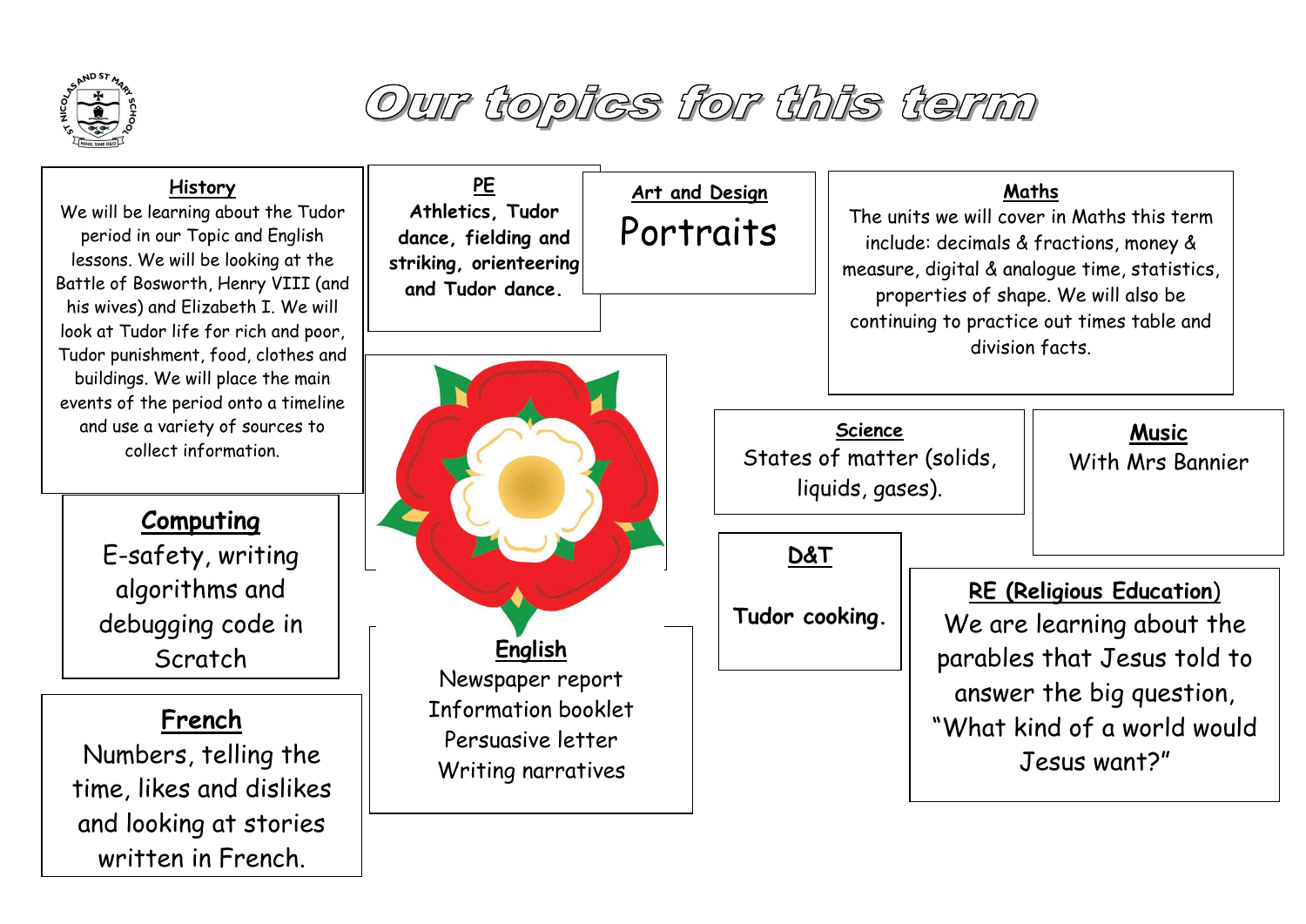# Our topics for this term

## History

We will be learning about the Tudor period in our Topic and English lessons. We will be looking at the Battle of Bosworth, Henry VIII (and his wives) and Elizabeth I. We will look at Tudor life for rich and poor, Tudor punishment, food, clothes and buildings. We will place the main events of the period onto a timeline and use a variety of sources to collect information.

## PE

**Athletics, Tudor dance, fielding and striking, orienteering and Tudor dance.**

## Art and Design

Portraits

## Maths

The units we will cover in Maths this term include: decimals & fractions, money & measure, digital & analogue time, statistics, properties of shape. We will also be continuing to practice out times table and division facts.

## Computing

E-safety, writing algorithms and debugging code in Scratch

## Science

States of matter (solids, liquids, gases).

## Music

With Mrs Bannier

## D&T

**Tudor cooking.**

## French

Numbers, telling the time, likes and dislikes and looking at stories written in French.

## English

Newspaper report
Information booklet
Persuasive letter
Writing narratives

## RE (Religious Education)

We are learning about the parables that Jesus told to answer the big question, "What kind of a world would Jesus want?"